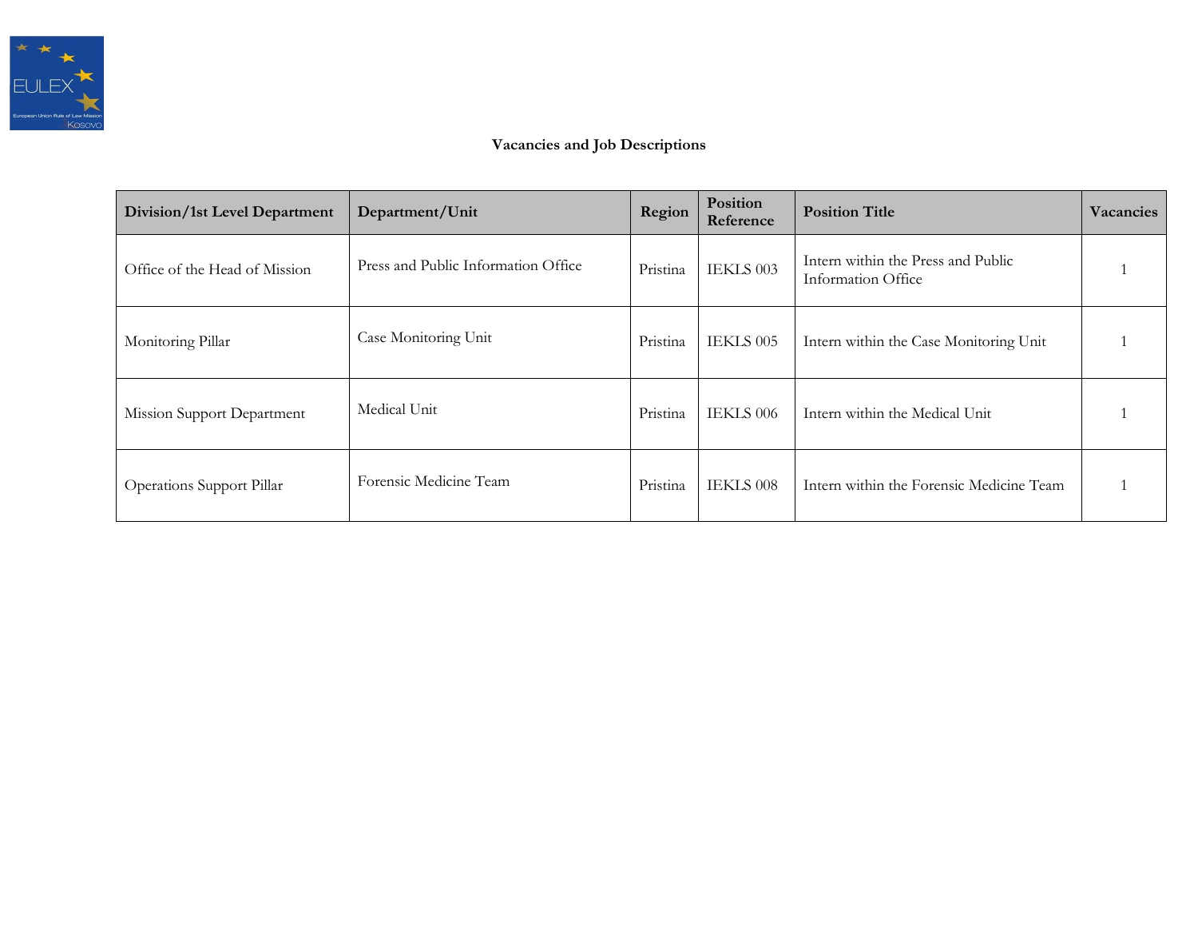# Vacancies and Job Descriptions

| Division/1st Level Department | Department/Unit | Region | Position Reference | Position Title | Vacancies |
|---|---|---|---|---|---|
| Office of the Head of Mission | Press and Public Information Office | Pristina | IEKLS 003 | Intern within the Press and Public Information Office | 1 |
| Monitoring Pillar | Case Monitoring Unit | Pristina | IEKLS 005 | Intern within the Case Monitoring Unit | 1 |
| Mission Support Department | Medical Unit | Pristina | IEKLS 006 | Intern within the Medical Unit | 1 |
| Operations Support Pillar | Forensic Medicine Team | Pristina | IEKLS 008 | Intern within the Forensic Medicine Team | 1 |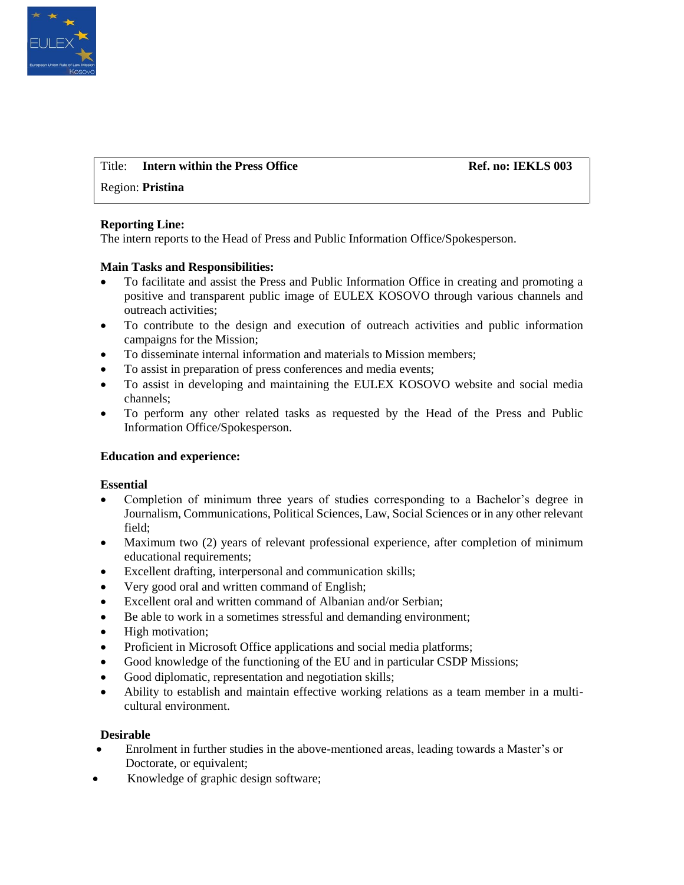| Title: **Intern within the Press Office** | **Ref. no: IEKLS 003** |
|---|---|
| Region: **Pristina** | |

**Reporting Line:**
The intern reports to the Head of Press and Public Information Office/Spokesperson.

**Main Tasks and Responsibilities:**

- To facilitate and assist the Press and Public Information Office in creating and promoting a positive and transparent public image of EULEX KOSOVO through various channels and outreach activities;
- To contribute to the design and execution of outreach activities and public information campaigns for the Mission;
- To disseminate internal information and materials to Mission members;
- To assist in preparation of press conferences and media events;
- To assist in developing and maintaining the EULEX KOSOVO website and social media channels;
- To perform any other related tasks as requested by the Head of the Press and Public Information Office/Spokesperson.

**Education and experience:**

**Essential**

- Completion of minimum three years of studies corresponding to a Bachelor's degree in Journalism, Communications, Political Sciences, Law, Social Sciences or in any other relevant field;
- Maximum two (2) years of relevant professional experience, after completion of minimum educational requirements;
- Excellent drafting, interpersonal and communication skills;
- Very good oral and written command of English;
- Excellent oral and written command of Albanian and/or Serbian;
- Be able to work in a sometimes stressful and demanding environment;
- High motivation;
- Proficient in Microsoft Office applications and social media platforms;
- Good knowledge of the functioning of the EU and in particular CSDP Missions;
- Good diplomatic, representation and negotiation skills;
- Ability to establish and maintain effective working relations as a team member in a multi-cultural environment.

**Desirable**

- Enrolment in further studies in the above-mentioned areas, leading towards a Master's or Doctorate, or equivalent;
- Knowledge of graphic design software;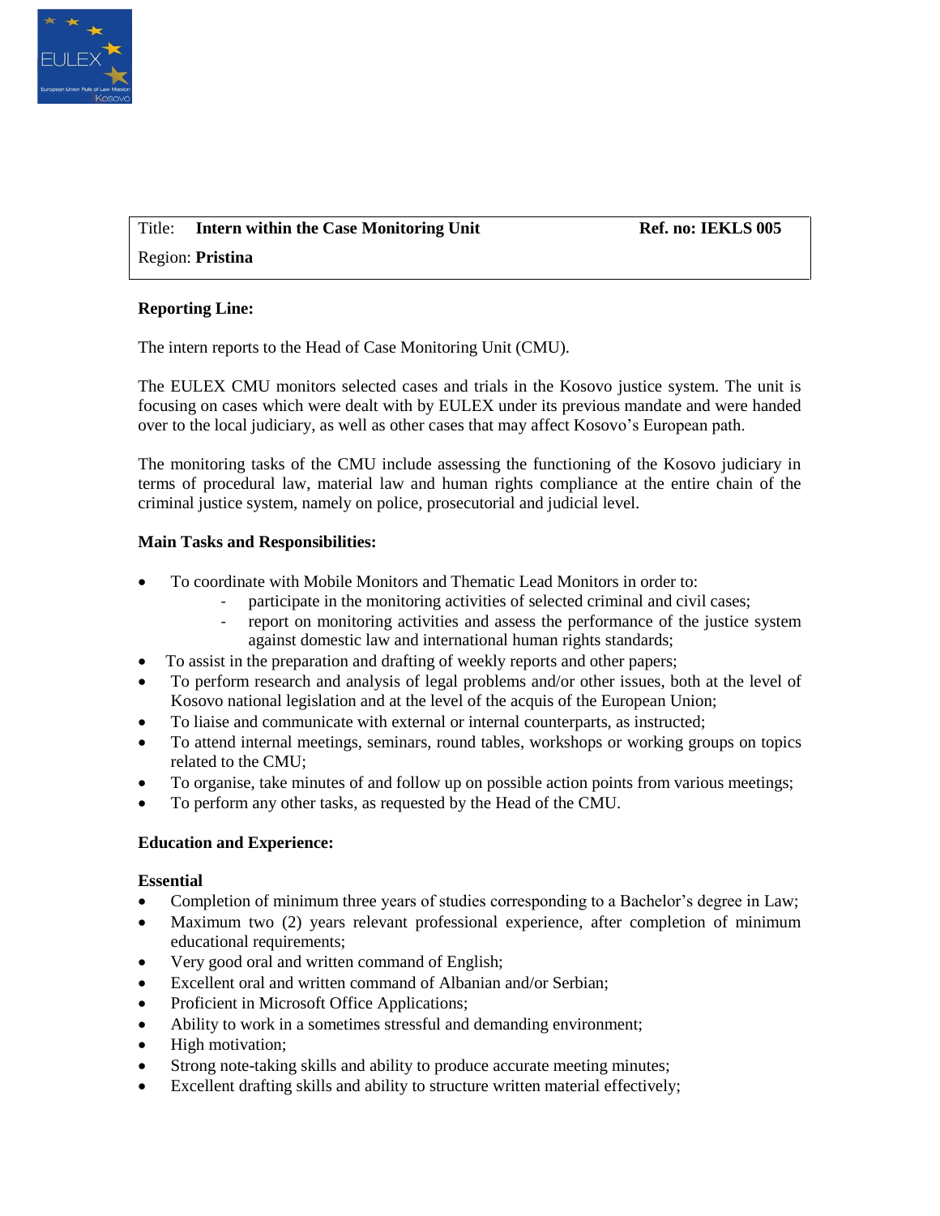| Title: **Intern within the Case Monitoring Unit** | **Ref. no: IEKLS 005** |
|---|---|
| Region: **Pristina** | |

**Reporting Line:**

The intern reports to the Head of Case Monitoring Unit (CMU).

The EULEX CMU monitors selected cases and trials in the Kosovo justice system. The unit is focusing on cases which were dealt with by EULEX under its previous mandate and were handed over to the local judiciary, as well as other cases that may affect Kosovo's European path.

The monitoring tasks of the CMU include assessing the functioning of the Kosovo judiciary in terms of procedural law, material law and human rights compliance at the entire chain of the criminal justice system, namely on police, prosecutorial and judicial level.

**Main Tasks and Responsibilities:**

- To coordinate with Mobile Monitors and Thematic Lead Monitors in order to:
  - participate in the monitoring activities of selected criminal and civil cases;
  - report on monitoring activities and assess the performance of the justice system against domestic law and international human rights standards;
- To assist in the preparation and drafting of weekly reports and other papers;
- To perform research and analysis of legal problems and/or other issues, both at the level of Kosovo national legislation and at the level of the acquis of the European Union;
- To liaise and communicate with external or internal counterparts, as instructed;
- To attend internal meetings, seminars, round tables, workshops or working groups on topics related to the CMU;
- To organise, take minutes of and follow up on possible action points from various meetings;
- To perform any other tasks, as requested by the Head of the CMU.

**Education and Experience:**

**Essential**

- Completion of minimum three years of studies corresponding to a Bachelor's degree in Law;
- Maximum two (2) years relevant professional experience, after completion of minimum educational requirements;
- Very good oral and written command of English;
- Excellent oral and written command of Albanian and/or Serbian;
- Proficient in Microsoft Office Applications;
- Ability to work in a sometimes stressful and demanding environment;
- High motivation;
- Strong note-taking skills and ability to produce accurate meeting minutes;
- Excellent drafting skills and ability to structure written material effectively;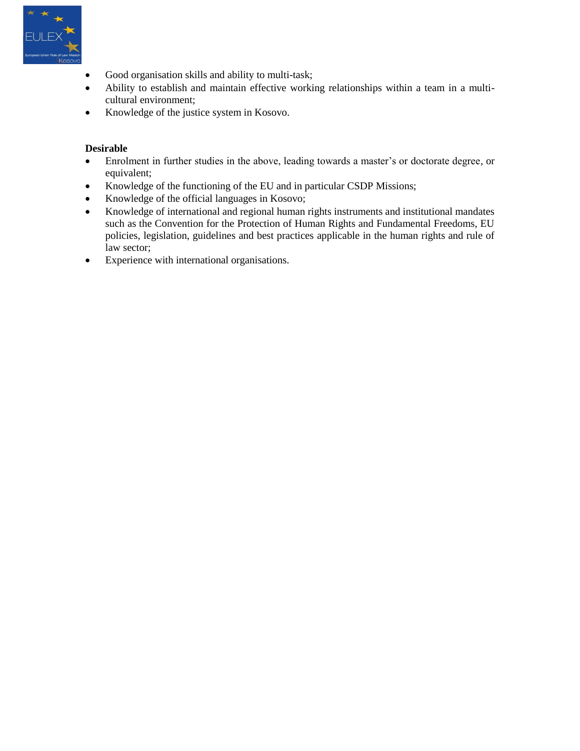- Good organisation skills and ability to multi-task;
- Ability to establish and maintain effective working relationships within a team in a multi-cultural environment;
- Knowledge of the justice system in Kosovo.

**Desirable**

- Enrolment in further studies in the above, leading towards a master's or doctorate degree, or equivalent;
- Knowledge of the functioning of the EU and in particular CSDP Missions;
- Knowledge of the official languages in Kosovo;
- Knowledge of international and regional human rights instruments and institutional mandates such as the Convention for the Protection of Human Rights and Fundamental Freedoms, EU policies, legislation, guidelines and best practices applicable in the human rights and rule of law sector;
- Experience with international organisations.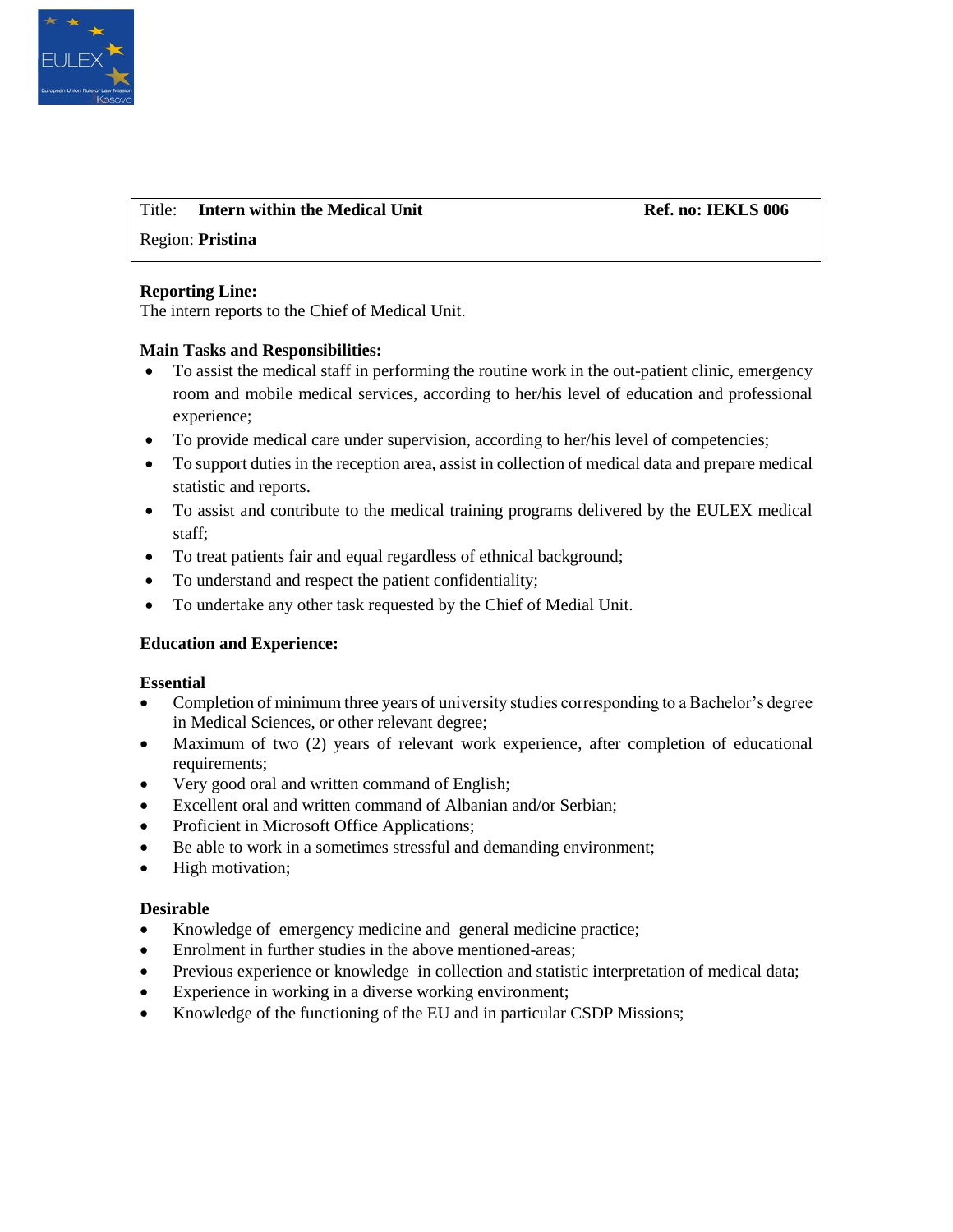| Title: **Intern within the Medical Unit** | **Ref. no: IEKLS 006** |
|---|---|
| Region: **Pristina** | |

**Reporting Line:**
The intern reports to the Chief of Medical Unit.

**Main Tasks and Responsibilities:**

- To assist the medical staff in performing the routine work in the out-patient clinic, emergency room and mobile medical services, according to her/his level of education and professional experience;
- To provide medical care under supervision, according to her/his level of competencies;
- To support duties in the reception area, assist in collection of medical data and prepare medical statistic and reports.
- To assist and contribute to the medical training programs delivered by the EULEX medical staff;
- To treat patients fair and equal regardless of ethnical background;
- To understand and respect the patient confidentiality;
- To undertake any other task requested by the Chief of Medial Unit.

**Education and Experience:**

**Essential**

- Completion of minimum three years of university studies corresponding to a Bachelor's degree in Medical Sciences, or other relevant degree;
- Maximum of two (2) years of relevant work experience, after completion of educational requirements;
- Very good oral and written command of English;
- Excellent oral and written command of Albanian and/or Serbian;
- Proficient in Microsoft Office Applications;
- Be able to work in a sometimes stressful and demanding environment;
- High motivation;

**Desirable**

- Knowledge of emergency medicine and general medicine practice;
- Enrolment in further studies in the above mentioned-areas;
- Previous experience or knowledge in collection and statistic interpretation of medical data;
- Experience in working in a diverse working environment;
- Knowledge of the functioning of the EU and in particular CSDP Missions;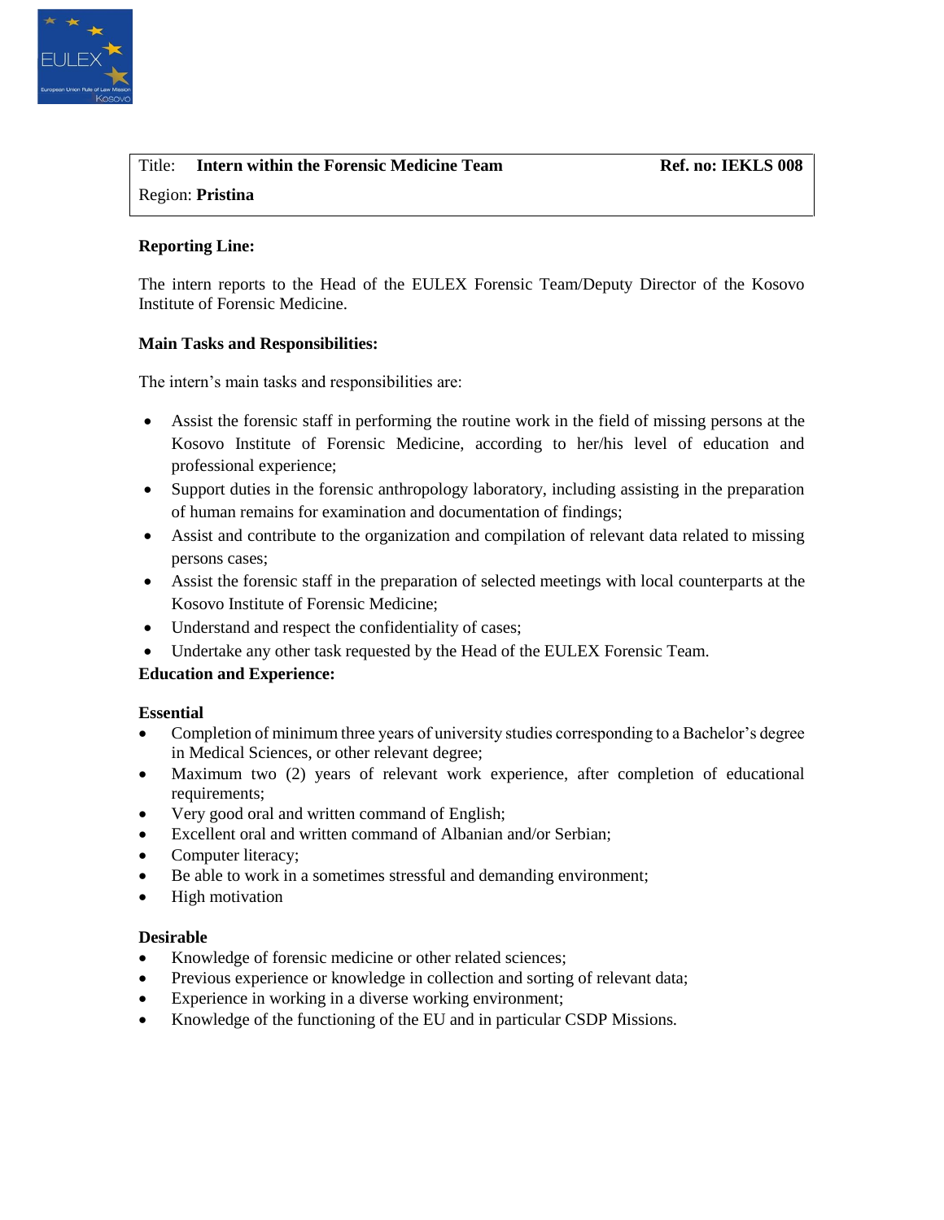| Title: **Intern within the Forensic Medicine Team** | **Ref. no: IEKLS 008** |
|---|---|
| Region: **Pristina** | |

**Reporting Line:**

The intern reports to the Head of the EULEX Forensic Team/Deputy Director of the Kosovo Institute of Forensic Medicine.

**Main Tasks and Responsibilities:**

The intern's main tasks and responsibilities are:

- Assist the forensic staff in performing the routine work in the field of missing persons at the Kosovo Institute of Forensic Medicine, according to her/his level of education and professional experience;
- Support duties in the forensic anthropology laboratory, including assisting in the preparation of human remains for examination and documentation of findings;
- Assist and contribute to the organization and compilation of relevant data related to missing persons cases;
- Assist the forensic staff in the preparation of selected meetings with local counterparts at the Kosovo Institute of Forensic Medicine;
- Understand and respect the confidentiality of cases;
- Undertake any other task requested by the Head of the EULEX Forensic Team.

**Education and Experience:**

**Essential**

- Completion of minimum three years of university studies corresponding to a Bachelor's degree in Medical Sciences, or other relevant degree;
- Maximum two (2) years of relevant work experience, after completion of educational requirements;
- Very good oral and written command of English;
- Excellent oral and written command of Albanian and/or Serbian;
- Computer literacy;
- Be able to work in a sometimes stressful and demanding environment;
- High motivation

**Desirable**

- Knowledge of forensic medicine or other related sciences;
- Previous experience or knowledge in collection and sorting of relevant data;
- Experience in working in a diverse working environment;
- Knowledge of the functioning of the EU and in particular CSDP Missions.